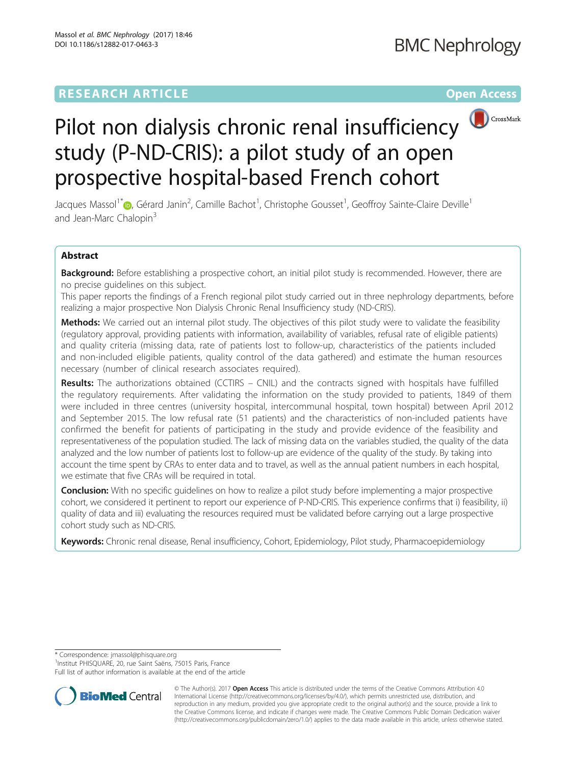**RESEARCH ARTICLE** **Open Access**

# Pilot non dialysis chronic renal insufficiency study (P-ND-CRIS): a pilot study of an open prospective hospital-based French cohort

Jacques Massol[1*], Gérard Janin[2], Camille Bachot[1], Christophe Gousset[1], Geoffroy Sainte-Claire Deville[1] and Jean-Marc Chalopin[3]

## Abstract

**Background:** Before establishing a prospective cohort, an initial pilot study is recommended. However, there are no precise guidelines on this subject.

This paper reports the findings of a French regional pilot study carried out in three nephrology departments, before realizing a major prospective Non Dialysis Chronic Renal Insufficiency study (ND-CRIS).

**Methods:** We carried out an internal pilot study. The objectives of this pilot study were to validate the feasibility (regulatory approval, providing patients with information, availability of variables, refusal rate of eligible patients) and quality criteria (missing data, rate of patients lost to follow-up, characteristics of the patients included and non-included eligible patients, quality control of the data gathered) and estimate the human resources necessary (number of clinical research associates required).

**Results:** The authorizations obtained (CCTIRS – CNIL) and the contracts signed with hospitals have fulfilled the regulatory requirements. After validating the information on the study provided to patients, 1849 of them were included in three centres (university hospital, intercommunal hospital, town hospital) between April 2012 and September 2015. The low refusal rate (51 patients) and the characteristics of non-included patients have confirmed the benefit for patients of participating in the study and provide evidence of the feasibility and representativeness of the population studied. The lack of missing data on the variables studied, the quality of the data analyzed and the low number of patients lost to follow-up are evidence of the quality of the study. By taking into account the time spent by CRAs to enter data and to travel, as well as the annual patient numbers in each hospital, we estimate that five CRAs will be required in total.

**Conclusion:** With no specific guidelines on how to realize a pilot study before implementing a major prospective cohort, we considered it pertinent to report our experience of P-ND-CRIS. This experience confirms that i) feasibility, ii) quality of data and iii) evaluating the resources required must be validated before carrying out a large prospective cohort study such as ND-CRIS.

**Keywords:** Chronic renal disease, Renal insufficiency, Cohort, Epidemiology, Pilot study, Pharmacoepidemiology

\* Correspondence: jmassol@phisquare.org
[1]Institut PHISQUARE, 20, rue Saint Saëns, 75015 Paris, France
Full list of author information is available at the end of the article

© The Author(s). 2017 **Open Access** This article is distributed under the terms of the Creative Commons Attribution 4.0 International License (http://creativecommons.org/licenses/by/4.0/), which permits unrestricted use, distribution, and reproduction in any medium, provided you give appropriate credit to the original author(s) and the source, provide a link to the Creative Commons license, and indicate if changes were made. The Creative Commons Public Domain Dedication waiver (http://creativecommons.org/publicdomain/zero/1.0/) applies to the data made available in this article, unless otherwise stated.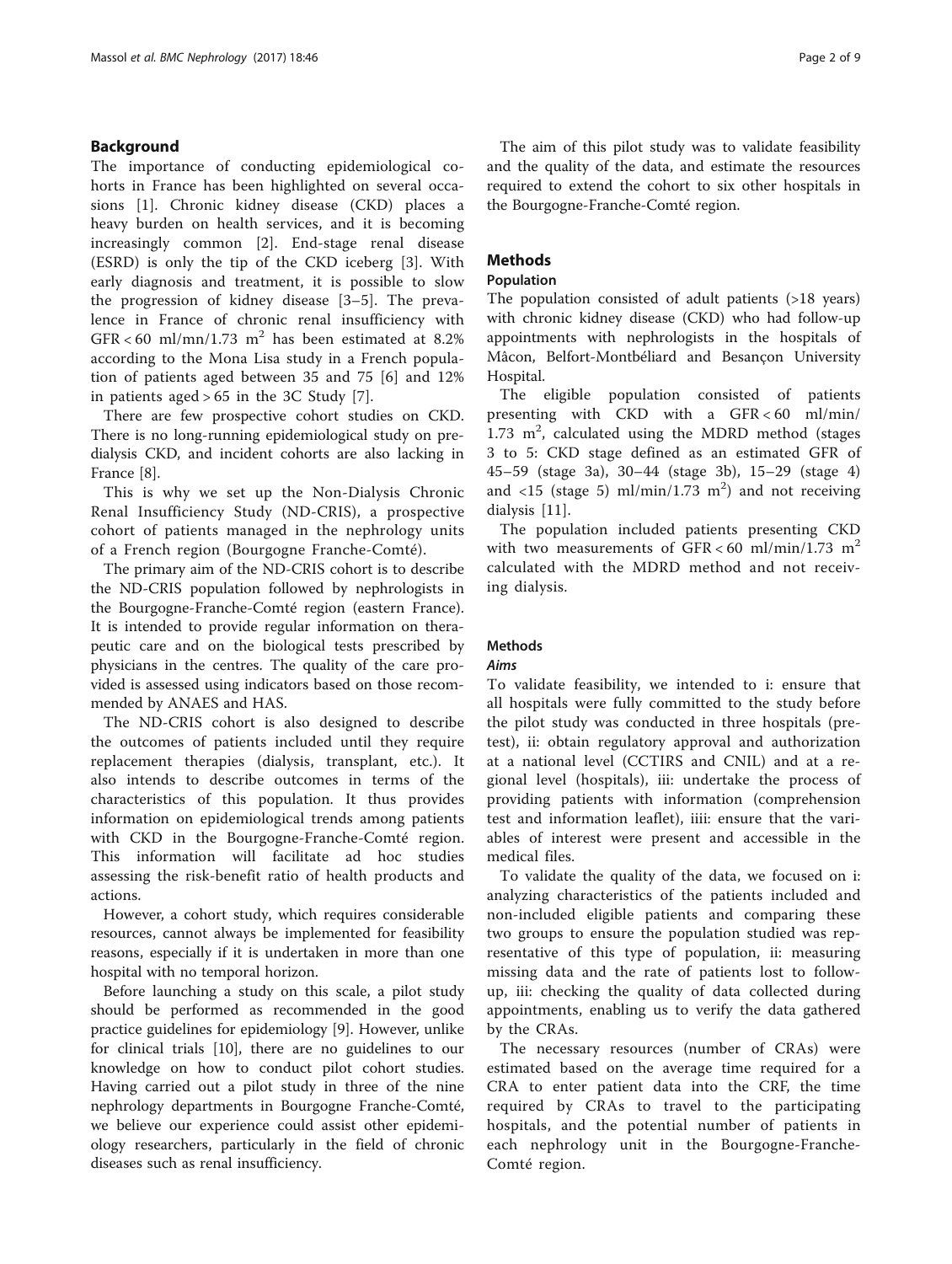## Background

The importance of conducting epidemiological cohorts in France has been highlighted on several occasions [1]. Chronic kidney disease (CKD) places a heavy burden on health services, and it is becoming increasingly common [2]. End-stage renal disease (ESRD) is only the tip of the CKD iceberg [3]. With early diagnosis and treatment, it is possible to slow the progression of kidney disease [3–5]. The prevalence in France of chronic renal insufficiency with GFR < 60 ml/mn/1.73 $m^2$ has been estimated at 8.2% according to the Mona Lisa study in a French population of patients aged between 35 and 75 [6] and 12% in patients aged > 65 in the 3C Study [7].

There are few prospective cohort studies on CKD. There is no long-running epidemiological study on pre-dialysis CKD, and incident cohorts are also lacking in France [8].

This is why we set up the Non-Dialysis Chronic Renal Insufficiency Study (ND-CRIS), a prospective cohort of patients managed in the nephrology units of a French region (Bourgogne Franche-Comté).

The primary aim of the ND-CRIS cohort is to describe the ND-CRIS population followed by nephrologists in the Bourgogne-Franche-Comté region (eastern France). It is intended to provide regular information on therapeutic care and on the biological tests prescribed by physicians in the centres. The quality of the care provided is assessed using indicators based on those recommended by ANAES and HAS.

The ND-CRIS cohort is also designed to describe the outcomes of patients included until they require replacement therapies (dialysis, transplant, etc.). It also intends to describe outcomes in terms of the characteristics of this population. It thus provides information on epidemiological trends among patients with CKD in the Bourgogne-Franche-Comté region. This information will facilitate ad hoc studies assessing the risk-benefit ratio of health products and actions.

However, a cohort study, which requires considerable resources, cannot always be implemented for feasibility reasons, especially if it is undertaken in more than one hospital with no temporal horizon.

Before launching a study on this scale, a pilot study should be performed as recommended in the good practice guidelines for epidemiology [9]. However, unlike for clinical trials [10], there are no guidelines to our knowledge on how to conduct pilot cohort studies. Having carried out a pilot study in three of the nine nephrology departments in Bourgogne Franche-Comté, we believe our experience could assist other epidemiology researchers, particularly in the field of chronic diseases such as renal insufficiency.

The aim of this pilot study was to validate feasibility and the quality of the data, and estimate the resources required to extend the cohort to six other hospitals in the Bourgogne-Franche-Comté region.

## Methods

### Population

The population consisted of adult patients (>18 years) with chronic kidney disease (CKD) who had follow-up appointments with nephrologists in the hospitals of Mâcon, Belfort-Montbéliard and Besançon University Hospital.

The eligible population consisted of patients presenting with CKD with a GFR < 60 ml/min/ 1.73 $m^2$, calculated using the MDRD method (stages 3 to 5: CKD stage defined as an estimated GFR of 45–59 (stage 3a), 30–44 (stage 3b), 15–29 (stage 4) and <15 (stage 5) ml/min/1.73 $m^2$) and not receiving dialysis [11].

The population included patients presenting CKD with two measurements of GFR < 60 ml/min/1.73 $m^2$ calculated with the MDRD method and not receiving dialysis.

## Methods

### *Aims*

To validate feasibility, we intended to i: ensure that all hospitals were fully committed to the study before the pilot study was conducted in three hospitals (pre-test), ii: obtain regulatory approval and authorization at a national level (CCTIRS and CNIL) and at a regional level (hospitals), iii: undertake the process of providing patients with information (comprehension test and information leaflet), iiii: ensure that the variables of interest were present and accessible in the medical files.

To validate the quality of the data, we focused on i: analyzing characteristics of the patients included and non-included eligible patients and comparing these two groups to ensure the population studied was representative of this type of population, ii: measuring missing data and the rate of patients lost to follow-up, iii: checking the quality of data collected during appointments, enabling us to verify the data gathered by the CRAs.

The necessary resources (number of CRAs) were estimated based on the average time required for a CRA to enter patient data into the CRF, the time required by CRAs to travel to the participating hospitals, and the potential number of patients in each nephrology unit in the Bourgogne-Franche-Comté region.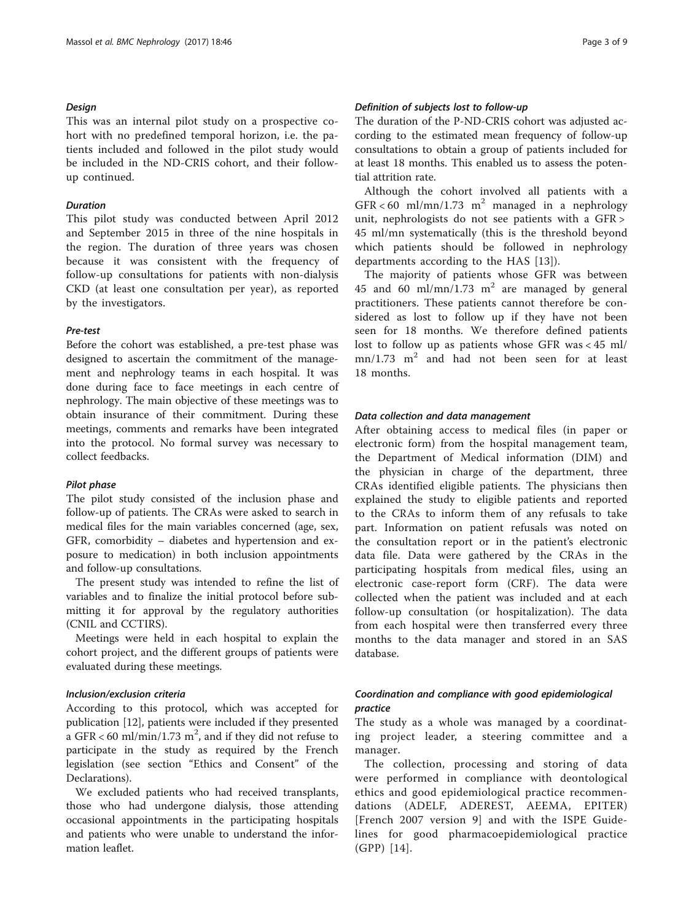### Design

This was an internal pilot study on a prospective cohort with no predefined temporal horizon, i.e. the patients included and followed in the pilot study would be included in the ND-CRIS cohort, and their follow-up continued.

### Duration

This pilot study was conducted between April 2012 and September 2015 in three of the nine hospitals in the region. The duration of three years was chosen because it was consistent with the frequency of follow-up consultations for patients with non-dialysis CKD (at least one consultation per year), as reported by the investigators.

### Pre-test

Before the cohort was established, a pre-test phase was designed to ascertain the commitment of the management and nephrology teams in each hospital. It was done during face to face meetings in each centre of nephrology. The main objective of these meetings was to obtain insurance of their commitment. During these meetings, comments and remarks have been integrated into the protocol. No formal survey was necessary to collect feedbacks.

### Pilot phase

The pilot study consisted of the inclusion phase and follow-up of patients. The CRAs were asked to search in medical files for the main variables concerned (age, sex, GFR, comorbidity – diabetes and hypertension and exposure to medication) in both inclusion appointments and follow-up consultations.

The present study was intended to refine the list of variables and to finalize the initial protocol before submitting it for approval by the regulatory authorities (CNIL and CCTIRS).

Meetings were held in each hospital to explain the cohort project, and the different groups of patients were evaluated during these meetings.

### Inclusion/exclusion criteria

According to this protocol, which was accepted for publication [12], patients were included if they presented a GFR < 60 ml/min/1.73 $m^2$, and if they did not refuse to participate in the study as required by the French legislation (see section "Ethics and Consent" of the Declarations).

We excluded patients who had received transplants, those who had undergone dialysis, those attending occasional appointments in the participating hospitals and patients who were unable to understand the information leaflet.

### Definition of subjects lost to follow-up

The duration of the P-ND-CRIS cohort was adjusted according to the estimated mean frequency of follow-up consultations to obtain a group of patients included for at least 18 months. This enabled us to assess the potential attrition rate.

Although the cohort involved all patients with a GFR < 60 ml/mn/1.73 $m^2$ managed in a nephrology unit, nephrologists do not see patients with a GFR > 45 ml/mn systematically (this is the threshold beyond which patients should be followed in nephrology departments according to the HAS [13]).

The majority of patients whose GFR was between 45 and 60 ml/mn/1.73 $m^2$ are managed by general practitioners. These patients cannot therefore be considered as lost to follow up if they have not been seen for 18 months. We therefore defined patients lost to follow up as patients whose GFR was < 45 ml/mn/1.73 $m^2$ and had not been seen for at least 18 months.

### Data collection and data management

After obtaining access to medical files (in paper or electronic form) from the hospital management team, the Department of Medical information (DIM) and the physician in charge of the department, three CRAs identified eligible patients. The physicians then explained the study to eligible patients and reported to the CRAs to inform them of any refusals to take part. Information on patient refusals was noted on the consultation report or in the patient's electronic data file. Data were gathered by the CRAs in the participating hospitals from medical files, using an electronic case-report form (CRF). The data were collected when the patient was included and at each follow-up consultation (or hospitalization). The data from each hospital were then transferred every three months to the data manager and stored in an SAS database.

### Coordination and compliance with good epidemiological practice

The study as a whole was managed by a coordinating project leader, a steering committee and a manager.

The collection, processing and storing of data were performed in compliance with deontological ethics and good epidemiological practice recommendations (ADELF, ADEREST, AEEMA, EPITER) [French 2007 version 9] and with the ISPE Guidelines for good pharmacoepidemiological practice (GPP) [14].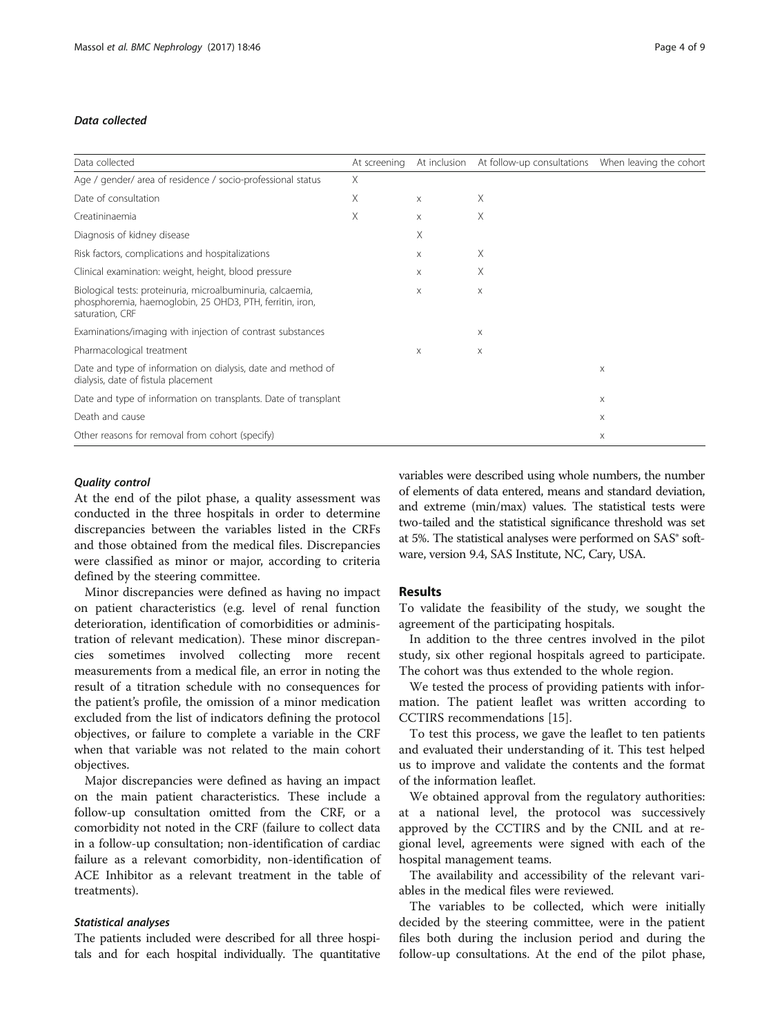#### *Data collected*

| Data collected | At screening | At inclusion | At follow-up consultations | When leaving the cohort |
|---|---|---|---|---|
| Age / gender/ area of residence / socio-professional status | X | | | |
| Date of consultation | X | x | X | |
| Creatininaemia | X | x | X | |
| Diagnosis of kidney disease | | X | | |
| Risk factors, complications and hospitalizations | | x | X | |
| Clinical examination: weight, height, blood pressure | | x | X | |
| Biological tests: proteinuria, microalbuminuria, calcaemia, phosphoremia, haemoglobin, 25 OHD3, PTH, ferritin, iron, saturation, CRF | | x | x | |
| Examinations/imaging with injection of contrast substances | | | x | |
| Pharmacological treatment | | x | x | |
| Date and type of information on dialysis, date and method of dialysis, date of fistula placement | | | | x |
| Date and type of information on transplants. Date of transplant | | | | x |
| Death and cause | | | | x |
| Other reasons for removal from cohort (specify) | | | | x |

#### *Quality control*

At the end of the pilot phase, a quality assessment was conducted in the three hospitals in order to determine discrepancies between the variables listed in the CRFs and those obtained from the medical files. Discrepancies were classified as minor or major, according to criteria defined by the steering committee.

Minor discrepancies were defined as having no impact on patient characteristics (e.g. level of renal function deterioration, identification of comorbidities or administration of relevant medication). These minor discrepancies sometimes involved collecting more recent measurements from a medical file, an error in noting the result of a titration schedule with no consequences for the patient's profile, the omission of a minor medication excluded from the list of indicators defining the protocol objectives, or failure to complete a variable in the CRF when that variable was not related to the main cohort objectives.

Major discrepancies were defined as having an impact on the main patient characteristics. These include a follow-up consultation omitted from the CRF, or a comorbidity not noted in the CRF (failure to collect data in a follow-up consultation; non-identification of cardiac failure as a relevant comorbidity, non-identification of ACE Inhibitor as a relevant treatment in the table of treatments).

#### *Statistical analyses*

The patients included were described for all three hospitals and for each hospital individually. The quantitative variables were described using whole numbers, the number of elements of data entered, means and standard deviation, and extreme (min/max) values. The statistical tests were two-tailed and the statistical significance threshold was set at 5%. The statistical analyses were performed on SAS® software, version 9.4, SAS Institute, NC, Cary, USA.

## Results

To validate the feasibility of the study, we sought the agreement of the participating hospitals.

In addition to the three centres involved in the pilot study, six other regional hospitals agreed to participate. The cohort was thus extended to the whole region.

We tested the process of providing patients with information. The patient leaflet was written according to CCTIRS recommendations [15].

To test this process, we gave the leaflet to ten patients and evaluated their understanding of it. This test helped us to improve and validate the contents and the format of the information leaflet.

We obtained approval from the regulatory authorities: at a national level, the protocol was successively approved by the CCTIRS and by the CNIL and at regional level, agreements were signed with each of the hospital management teams.

The availability and accessibility of the relevant variables in the medical files were reviewed.

The variables to be collected, which were initially decided by the steering committee, were in the patient files both during the inclusion period and during the follow-up consultations. At the end of the pilot phase,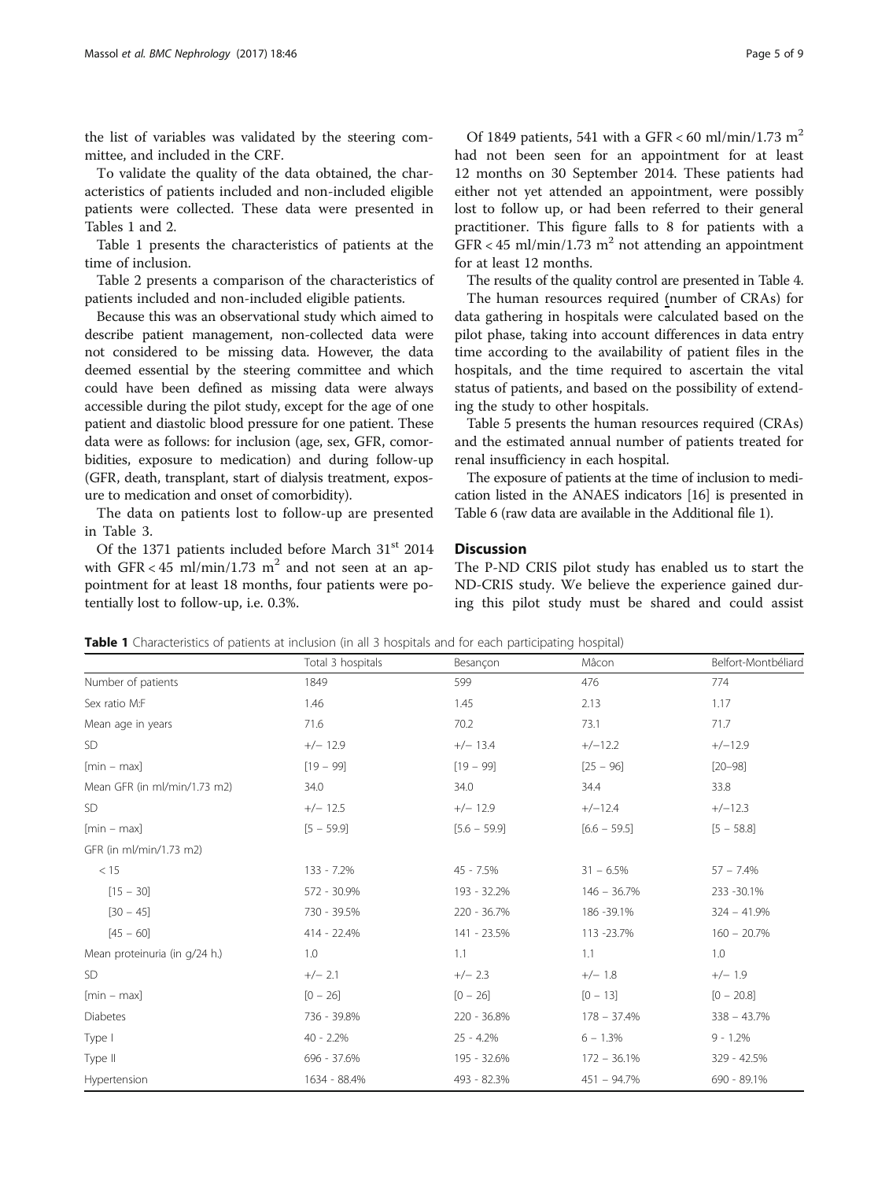the list of variables was validated by the steering committee, and included in the CRF.

To validate the quality of the data obtained, the characteristics of patients included and non-included eligible patients were collected. These data were presented in Tables 1 and 2.

Table 1 presents the characteristics of patients at the time of inclusion.

Table 2 presents a comparison of the characteristics of patients included and non-included eligible patients.

Because this was an observational study which aimed to describe patient management, non-collected data were not considered to be missing data. However, the data deemed essential by the steering committee and which could have been defined as missing data were always accessible during the pilot study, except for the age of one patient and diastolic blood pressure for one patient. These data were as follows: for inclusion (age, sex, GFR, comorbidities, exposure to medication) and during follow-up (GFR, death, transplant, start of dialysis treatment, exposure to medication and onset of comorbidity).

The data on patients lost to follow-up are presented in Table 3.

Of the 1371 patients included before March 31st 2014 with GFR < 45 ml/min/1.73 $m^2$ and not seen at an appointment for at least 18 months, four patients were potentially lost to follow-up, i.e. 0.3%.

Of 1849 patients, 541 with a GFR < 60 ml/min/1.73 $m^2$ had not been seen for an appointment for at least 12 months on 30 September 2014. These patients had either not yet attended an appointment, were possibly lost to follow up, or had been referred to their general practitioner. This figure falls to 8 for patients with a GFR < 45 ml/min/1.73 $m^2$ not attending an appointment for at least 12 months.

The results of the quality control are presented in Table 4.

The human resources required (number of CRAs) for data gathering in hospitals were calculated based on the pilot phase, taking into account differences in data entry time according to the availability of patient files in the hospitals, and the time required to ascertain the vital status of patients, and based on the possibility of extending the study to other hospitals.

Table 5 presents the human resources required (CRAs) and the estimated annual number of patients treated for renal insufficiency in each hospital.

The exposure of patients at the time of inclusion to medication listed in the ANAES indicators [16] is presented in Table 6 (raw data are available in the Additional file 1).

## Discussion

The P-ND CRIS pilot study has enabled us to start the ND-CRIS study. We believe the experience gained during this pilot study must be shared and could assist

**Table 1** Characteristics of patients at inclusion (in all 3 hospitals and for each participating hospital)

| | Total 3 hospitals | Besançon | Mâcon | Belfort-Montbéliard |
|---|---|---|---|---|
| Number of patients | 1849 | 599 | 476 | 774 |
| Sex ratio M:F | 1.46 | 1.45 | 2.13 | 1.17 |
| Mean age in years | 71.6 | 70.2 | 73.1 | 71.7 |
| SD | +/− 12.9 | +/− 13.4 | +/−12.2 | +/−12.9 |
| [min – max] | [19 – 99] | [19 – 99] | [25 – 96] | [20–98] |
| Mean GFR (in ml/min/1.73 m2) | 34.0 | 34.0 | 34.4 | 33.8 |
| SD | +/− 12.5 | +/− 12.9 | +/−12.4 | +/−12.3 |
| [min – max] | [5 – 59.9] | [5.6 – 59.9] | [6.6 – 59.5] | [5 – 58.8] |
| GFR (in ml/min/1.73 m2) | | | | |
| < 15 | 133 - 7.2% | 45 - 7.5% | 31 – 6.5% | 57 – 7.4% |
| [15 – 30] | 572 - 30.9% | 193 - 32.2% | 146 – 36.7% | 233 -30.1% |
| [30 – 45] | 730 - 39.5% | 220 - 36.7% | 186 -39.1% | 324 – 41.9% |
| [45 – 60] | 414 - 22.4% | 141 - 23.5% | 113 -23.7% | 160 – 20.7% |
| Mean proteinuria (in g/24 h.) | 1.0 | 1.1 | 1.1 | 1.0 |
| SD | +/− 2.1 | +/− 2.3 | +/− 1.8 | +/− 1.9 |
| [min – max] | [0 – 26] | [0 – 26] | [0 – 13] | [0 – 20.8] |
| Diabetes | 736 - 39.8% | 220 - 36.8% | 178 – 37.4% | 338 – 43.7% |
| Type I | 40 - 2.2% | 25 - 4.2% | 6 – 1.3% | 9 - 1.2% |
| Type II | 696 - 37.6% | 195 - 32.6% | 172 – 36.1% | 329 - 42.5% |
| Hypertension | 1634 - 88.4% | 493 - 82.3% | 451 – 94.7% | 690 - 89.1% |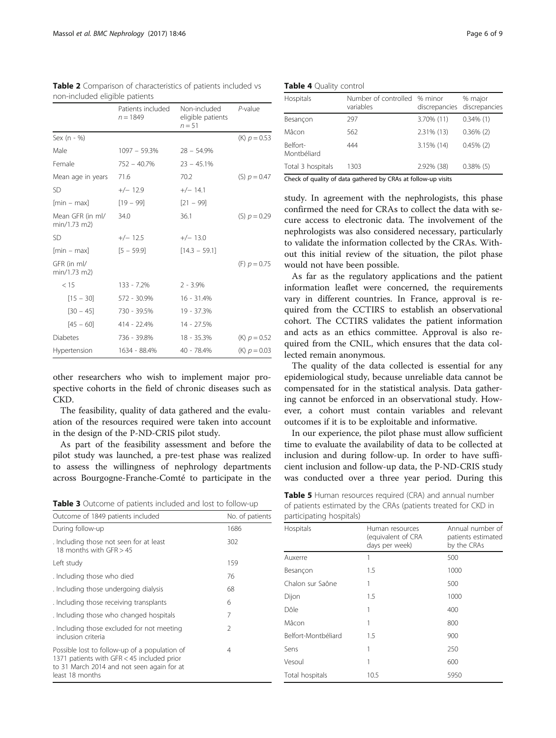**Table 2** Comparison of characteristics of patients included vs non-included eligible patients

| | Patients included $n = 1849$ | Non-included eligible patients $n = 51$ | *P*-value |
|---|---|---|---|
| Sex (n - %) | | | (K) $p = 0.53$ |
| Male | 1097 – 59.3% | 28 – 54.9% | |
| Female | 752 – 40.7% | 23 – 45.1% | |
| Mean age in years | 71.6 | 70.2 | (S) $p = 0.47$ |
| SD | +/− 12.9 | +/− 14.1 | |
| [min – max] | [19 – 99] | [21 – 99] | |
| Mean GFR (in ml/min/1.73 m2) | 34.0 | 36.1 | (S) $p = 0.29$ |
| SD | +/− 12.5 | +/− 13.0 | |
| [min – max] | [5 – 59.9] | [14.3 – 59.1] | |
| GFR (in ml/min/1.73 m2) | | | (F) $p = 0.75$ |
| < 15 | 133 - 7.2% | 2 - 3.9% | |
| [15 – 30] | 572 - 30.9% | 16 - 31.4% | |
| [30 – 45] | 730 - 39.5% | 19 - 37.3% | |
| [45 – 60] | 414 - 22.4% | 14 - 27.5% | |
| Diabetes | 736 - 39.8% | 18 - 35.3% | (K) $p = 0.52$ |
| Hypertension | 1634 - 88.4% | 40 - 78.4% | (K) $p = 0.03$ |

other researchers who wish to implement major prospective cohorts in the field of chronic diseases such as CKD.

The feasibility, quality of data gathered and the evaluation of the resources required were taken into account in the design of the P-ND-CRIS pilot study.

As part of the feasibility assessment and before the pilot study was launched, a pre-test phase was realized to assess the willingness of nephrology departments across Bourgogne-Franche-Comté to participate in the study. In agreement with the nephrologists, this phase confirmed the need for CRAs to collect the data with secure access to electronic data. The involvement of the nephrologists was also considered necessary, particularly to validate the information collected by the CRAs. Without this initial review of the situation, the pilot phase would not have been possible.

**Table 3** Outcome of patients included and lost to follow-up

| Outcome of 1849 patients included | No. of patients |
|---|---|
| During follow-up | 1686 |
| . Including those not seen for at least 18 months with GFR > 45 | 302 |
| Left study | 159 |
| . Including those who died | 76 |
| . Including those undergoing dialysis | 68 |
| . Including those receiving transplants | 6 |
| . Including those who changed hospitals | 7 |
| . Including those excluded for not meeting inclusion criteria | 2 |
| Possible lost to follow-up of a population of 1371 patients with GFR < 45 included prior to 31 March 2014 and not seen again for at least 18 months | 4 |

**Table 4** Quality control

| Hospitals | Number of controlled variables | % minor discrepancies | % major discrepancies |
|---|---|---|---|
| Besançon | 297 | 3.70% (11) | 0.34% (1) |
| Mâcon | 562 | 2.31% (13) | 0.36% (2) |
| Belfort-Montbéliard | 444 | 3.15% (14) | 0.45% (2) |
| Total 3 hospitals | 1303 | 2.92% (38) | 0.38% (5) |

Check of quality of data gathered by CRAs at follow-up visits

As far as the regulatory applications and the patient information leaflet were concerned, the requirements vary in different countries. In France, approval is required from the CCTIRS to establish an observational cohort. The CCTIRS validates the patient information and acts as an ethics committee. Approval is also required from the CNIL, which ensures that the data collected remain anonymous.

The quality of the data collected is essential for any epidemiological study, because unreliable data cannot be compensated for in the statistical analysis. Data gathering cannot be enforced in an observational study. However, a cohort must contain variables and relevant outcomes if it is to be exploitable and informative.

In our experience, the pilot phase must allow sufficient time to evaluate the availability of data to be collected at inclusion and during follow-up. In order to have sufficient inclusion and follow-up data, the P-ND-CRIS study was conducted over a three year period. During this

**Table 5** Human resources required (CRA) and annual number of patients estimated by the CRAs (patients treated for CKD in participating hospitals)

| Hospitals | Human resources (equivalent of CRA days per week) | Annual number of patients estimated by the CRAs |
|---|---|---|
| Auxerre | 1 | 500 |
| Besançon | 1.5 | 1000 |
| Chalon sur Saône | 1 | 500 |
| Dijon | 1.5 | 1000 |
| Dôle | 1 | 400 |
| Mâcon | 1 | 800 |
| Belfort-Montbéliard | 1.5 | 900 |
| Sens | 1 | 250 |
| Vesoul | 1 | 600 |
| Total hospitals | 10.5 | 5950 |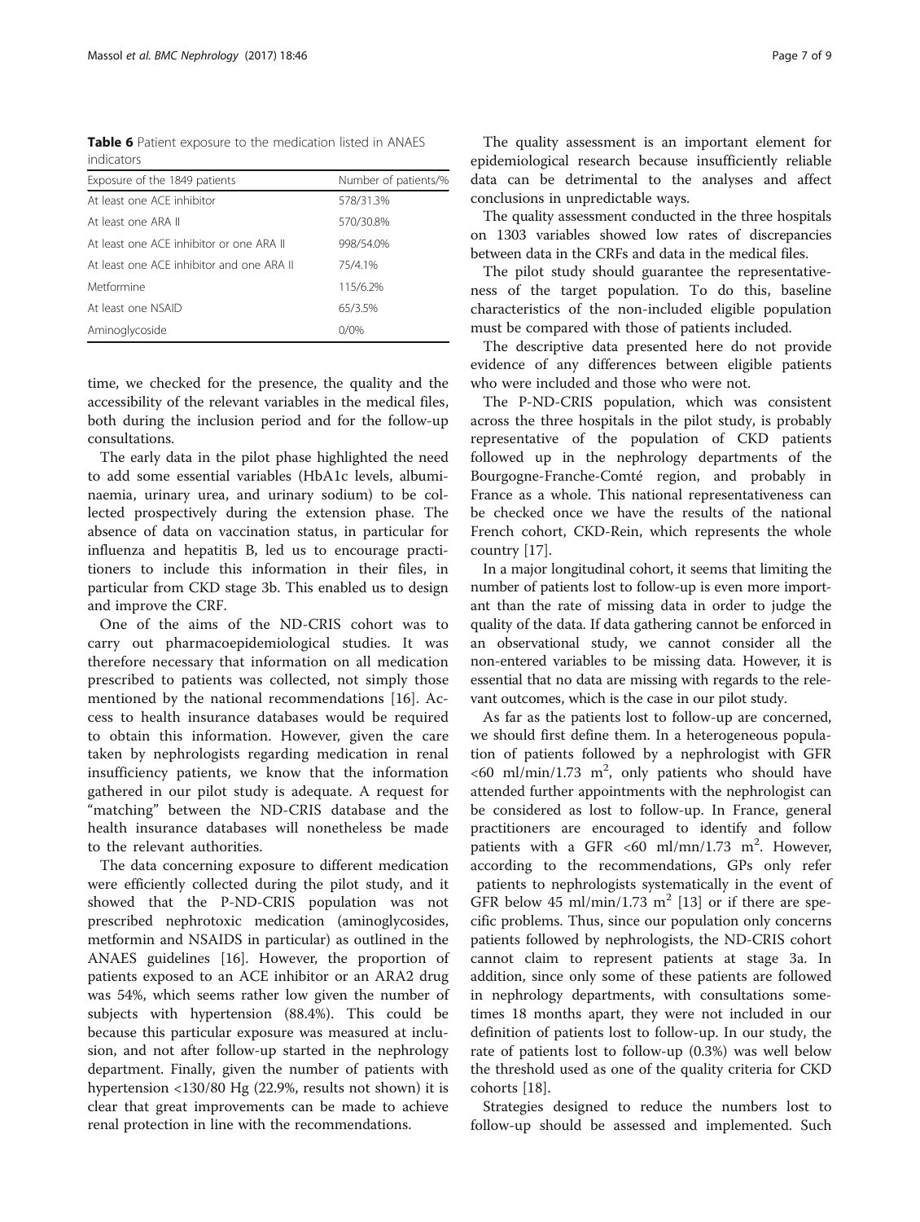**Table 6** Patient exposure to the medication listed in ANAES indicators

| Exposure of the 1849 patients | Number of patients/% |
| --- | --- |
| At least one ACE inhibitor | 578/31.3% |
| At least one ARA II | 570/30.8% |
| At least one ACE inhibitor or one ARA II | 998/54.0% |
| At least one ACE inhibitor and one ARA II | 75/4.1% |
| Metformine | 115/6.2% |
| At least one NSAID | 65/3.5% |
| Aminoglycoside | 0/0% |

time, we checked for the presence, the quality and the accessibility of the relevant variables in the medical files, both during the inclusion period and for the follow-up consultations.

The early data in the pilot phase highlighted the need to add some essential variables (HbA1c levels, albuminaemia, urinary urea, and urinary sodium) to be collected prospectively during the extension phase. The absence of data on vaccination status, in particular for influenza and hepatitis B, led us to encourage practitioners to include this information in their files, in particular from CKD stage 3b. This enabled us to design and improve the CRF.

One of the aims of the ND-CRIS cohort was to carry out pharmacoepidemiological studies. It was therefore necessary that information on all medication prescribed to patients was collected, not simply those mentioned by the national recommendations [16]. Access to health insurance databases would be required to obtain this information. However, given the care taken by nephrologists regarding medication in renal insufficiency patients, we know that the information gathered in our pilot study is adequate. A request for "matching" between the ND-CRIS database and the health insurance databases will nonetheless be made to the relevant authorities.

The data concerning exposure to different medication were efficiently collected during the pilot study, and it showed that the P-ND-CRIS population was not prescribed nephrotoxic medication (aminoglycosides, metformin and NSAIDS in particular) as outlined in the ANAES guidelines [16]. However, the proportion of patients exposed to an ACE inhibitor or an ARA2 drug was 54%, which seems rather low given the number of subjects with hypertension (88.4%). This could be because this particular exposure was measured at inclusion, and not after follow-up started in the nephrology department. Finally, given the number of patients with hypertension <130/80 Hg (22.9%, results not shown) it is clear that great improvements can be made to achieve renal protection in line with the recommendations.

The quality assessment is an important element for epidemiological research because insufficiently reliable data can be detrimental to the analyses and affect conclusions in unpredictable ways.

The quality assessment conducted in the three hospitals on 1303 variables showed low rates of discrepancies between data in the CRFs and data in the medical files.

The pilot study should guarantee the representativeness of the target population. To do this, baseline characteristics of the non-included eligible population must be compared with those of patients included.

The descriptive data presented here do not provide evidence of any differences between eligible patients who were included and those who were not.

The P-ND-CRIS population, which was consistent across the three hospitals in the pilot study, is probably representative of the population of CKD patients followed up in the nephrology departments of the Bourgogne-Franche-Comté region, and probably in France as a whole. This national representativeness can be checked once we have the results of the national French cohort, CKD-Rein, which represents the whole country [17].

In a major longitudinal cohort, it seems that limiting the number of patients lost to follow-up is even more important than the rate of missing data in order to judge the quality of the data. If data gathering cannot be enforced in an observational study, we cannot consider all the non-entered variables to be missing data. However, it is essential that no data are missing with regards to the relevant outcomes, which is the case in our pilot study.

As far as the patients lost to follow-up are concerned, we should first define them. In a heterogeneous population of patients followed by a nephrologist with GFR <60 ml/min/1.73 $m^2$, only patients who should have attended further appointments with the nephrologist can be considered as lost to follow-up. In France, general practitioners are encouraged to identify and follow patients with a GFR <60 ml/mn/1.73 $m^2$. However, according to the recommendations, GPs only refer patients to nephrologists systematically in the event of GFR below 45 ml/min/1.73 $m^2$ [13] or if there are specific problems. Thus, since our population only concerns patients followed by nephrologists, the ND-CRIS cohort cannot claim to represent patients at stage 3a. In addition, since only some of these patients are followed in nephrology departments, with consultations sometimes 18 months apart, they were not included in our definition of patients lost to follow-up. In our study, the rate of patients lost to follow-up (0.3%) was well below the threshold used as one of the quality criteria for CKD cohorts [18].

Strategies designed to reduce the numbers lost to follow-up should be assessed and implemented. Such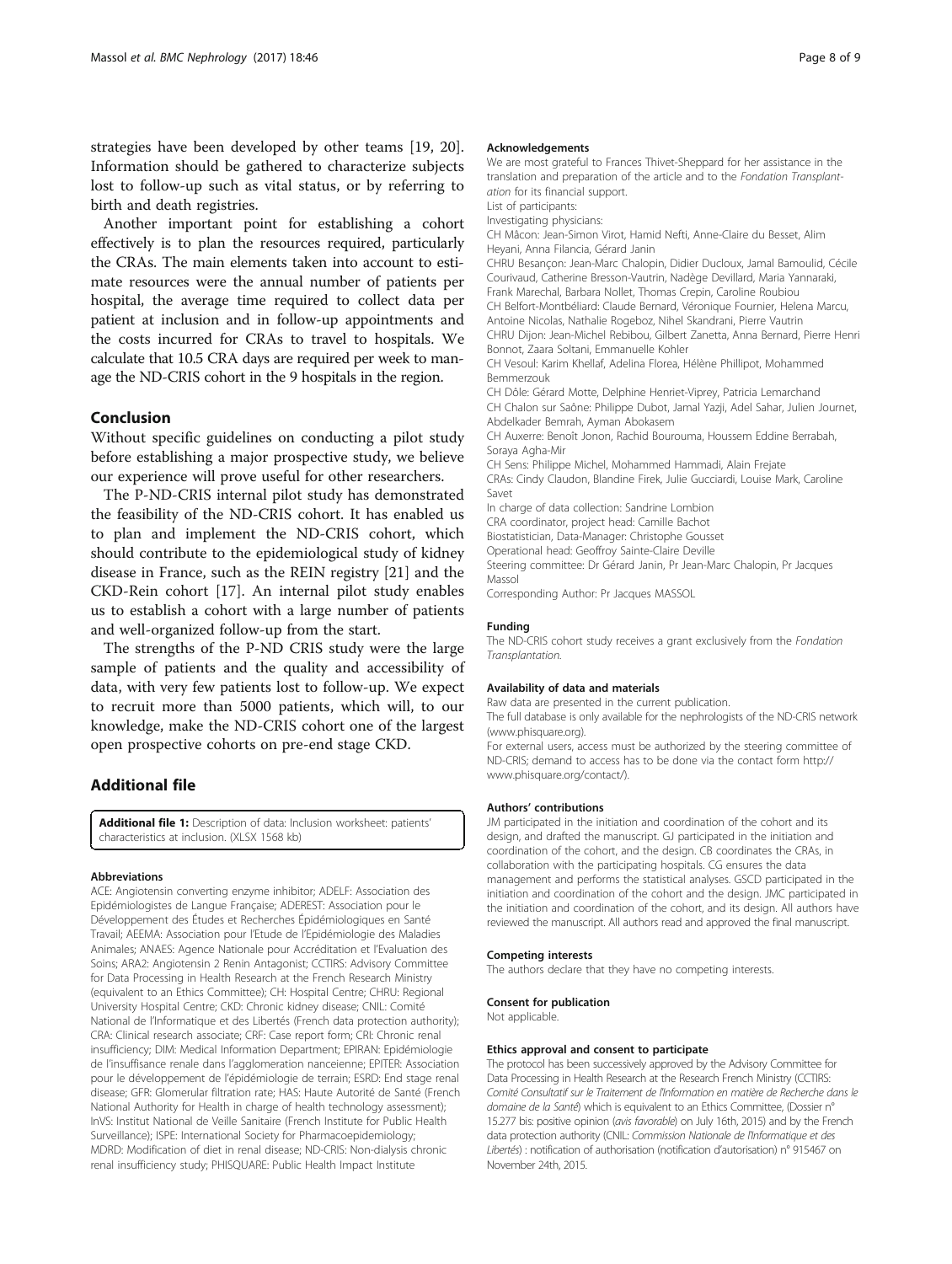strategies have been developed by other teams [19, 20]. Information should be gathered to characterize subjects lost to follow-up such as vital status, or by referring to birth and death registries.

Another important point for establishing a cohort effectively is to plan the resources required, particularly the CRAs. The main elements taken into account to estimate resources were the annual number of patients per hospital, the average time required to collect data per patient at inclusion and in follow-up appointments and the costs incurred for CRAs to travel to hospitals. We calculate that 10.5 CRA days are required per week to manage the ND-CRIS cohort in the 9 hospitals in the region.

## Conclusion

Without specific guidelines on conducting a pilot study before establishing a major prospective study, we believe our experience will prove useful for other researchers.

The P-ND-CRIS internal pilot study has demonstrated the feasibility of the ND-CRIS cohort. It has enabled us to plan and implement the ND-CRIS cohort, which should contribute to the epidemiological study of kidney disease in France, such as the REIN registry [21] and the CKD-Rein cohort [17]. An internal pilot study enables us to establish a cohort with a large number of patients and well-organized follow-up from the start.

The strengths of the P-ND CRIS study were the large sample of patients and the quality and accessibility of data, with very few patients lost to follow-up. We expect to recruit more than 5000 patients, which will, to our knowledge, make the ND-CRIS cohort one of the largest open prospective cohorts on pre-end stage CKD.

## Additional file

**Additional file 1:** Description of data: Inclusion worksheet: patients' characteristics at inclusion. (XLSX 1568 kb)

#### Abbreviations

ACE: Angiotensin converting enzyme inhibitor; ADELF: Association des Epidémiologistes de Langue Française; ADEREST: Association pour le Développement des Études et Recherches Épidémiologiques en Santé Travail; AEEMA: Association pour l'Etude de l'Epidémiologie des Maladies Animales; ANAES: Agence Nationale pour Accréditation et l'Evaluation des Soins; ARA2: Angiotensin 2 Renin Antagonist; CCTIRS: Advisory Committee for Data Processing in Health Research at the French Research Ministry (equivalent to an Ethics Committee); CH: Hospital Centre; CHRU: Regional University Hospital Centre; CKD: Chronic kidney disease; CNIL: Comité National de l'Informatique et des Libertés (French data protection authority); CRA: Clinical research associate; CRF: Case report form; CRI: Chronic renal insufficiency; DIM: Medical Information Department; EPIRAN: Epidémiologie de l'insuffisance renale dans l'agglomeration nanceienne; EPITER: Association pour le développement de l'épidémiologie de terrain; ESRD: End stage renal disease; GFR: Glomerular filtration rate; HAS: Haute Autorité de Santé (French National Authority for Health in charge of health technology assessment); InVS: Institut National de Veille Sanitaire (French Institute for Public Health Surveillance); ISPE: International Society for Pharmacoepidemiology; MDRD: Modification of diet in renal disease; ND-CRIS: Non-dialysis chronic renal insufficiency study; PHISQUARE: Public Health Impact Institute

#### Acknowledgements

We are most grateful to Frances Thivet-Sheppard for her assistance in the translation and preparation of the article and to the *Fondation Transplantation* for its financial support.

List of participants:

Investigating physicians:

CH Mâcon: Jean-Simon Virot, Hamid Nefti, Anne-Claire du Besset, Alim Heyani, Anna Filancia, Gérard Janin

CHRU Besançon: Jean-Marc Chalopin, Didier Ducloux, Jamal Bamoulid, Cécile Courivaud, Catherine Bresson-Vautrin, Nadège Devillard, Maria Yannaraki, Frank Marechal, Barbara Nollet, Thomas Crepin, Caroline Roubiou

CH Belfort-Montbéliard: Claude Bernard, Véronique Fournier, Helena Marcu, Antoine Nicolas, Nathalie Rogeboz, Nihel Skandrani, Pierre Vautrin

CHRU Dijon: Jean-Michel Rebibou, Gilbert Zanetta, Anna Bernard, Pierre Henri Bonnot, Zaara Soltani, Emmanuelle Kohler

CH Vesoul: Karim Khellaf, Adelina Florea, Hélène Phillipot, Mohammed Bemmerzouk

CH Dôle: Gérard Motte, Delphine Henriet-Viprey, Patricia Lemarchand

CH Chalon sur Saône: Philippe Dubot, Jamal Yazji, Adel Sahar, Julien Journet, Abdelkader Bemrah, Ayman Abokasem

CH Auxerre: Benoît Jonon, Rachid Bourouma, Houssem Eddine Berrabah, Soraya Agha-Mir

CH Sens: Philippe Michel, Mohammed Hammadi, Alain Frejate

CRAs: Cindy Claudon, Blandine Firek, Julie Gucciardi, Louise Mark, Caroline Savet

In charge of data collection: Sandrine Lombion

CRA coordinator, project head: Camille Bachot

Biostatistician, Data-Manager: Christophe Gousset

Operational head: Geoffroy Sainte-Claire Deville

Steering committee: Dr Gérard Janin, Pr Jean-Marc Chalopin, Pr Jacques Massol

Corresponding Author: Pr Jacques MASSOL

#### Funding

The ND-CRIS cohort study receives a grant exclusively from the *Fondation Transplantation*.

#### Availability of data and materials

Raw data are presented in the current publication.

The full database is only available for the nephrologists of the ND-CRIS network (www.phisquare.org).

For external users, access must be authorized by the steering committee of ND-CRIS; demand to access has to be done via the contact form http://www.phisquare.org/contact/).

#### Authors' contributions

JM participated in the initiation and coordination of the cohort and its design, and drafted the manuscript. GJ participated in the initiation and coordination of the cohort, and the design. CB coordinates the CRAs, in collaboration with the participating hospitals. CG ensures the data management and performs the statistical analyses. GSCD participated in the initiation and coordination of the cohort and the design. JMC participated in the initiation and coordination of the cohort, and its design. All authors have reviewed the manuscript. All authors read and approved the final manuscript.

#### Competing interests

The authors declare that they have no competing interests.

#### Consent for publication

Not applicable.

#### Ethics approval and consent to participate

The protocol has been successively approved by the Advisory Committee for Data Processing in Health Research at the Research French Ministry (CCTIRS: *Comité Consultatif sur le Traitement de l'Information en matière de Recherche dans le domaine de la Santé*) which is equivalent to an Ethics Committee, (Dossier n° 15.277 bis: positive opinion (*avis favorable*) on July 16th, 2015) and by the French data protection authority (CNIL: *Commission Nationale de l'Informatique et des Libertés*) : notification of authorisation (notification d'autorisation) n° 915467 on November 24th, 2015.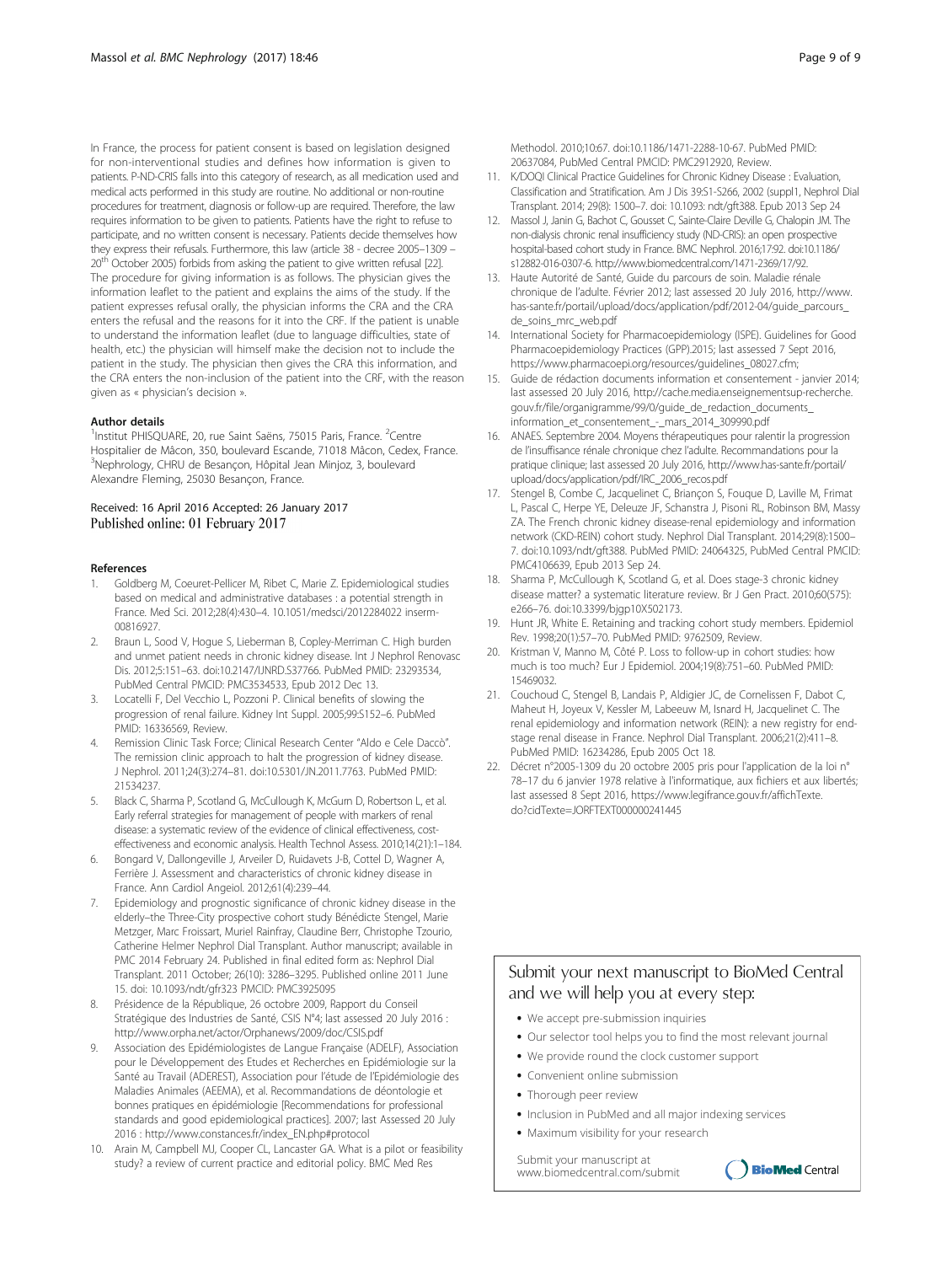In France, the process for patient consent is based on legislation designed for non-interventional studies and defines how information is given to patients. P-ND-CRIS falls into this category of research, as all medication used and medical acts performed in this study are routine. No additional or non-routine procedures for treatment, diagnosis or follow-up are required. Therefore, the law requires information to be given to patients. Patients have the right to refuse to participate, and no written consent is necessary. Patients decide themselves how they express their refusals. Furthermore, this law (article 38 - decree 2005–1309 – 20th October 2005) forbids from asking the patient to give written refusal [22]. The procedure for giving information is as follows. The physician gives the information leaflet to the patient and explains the aims of the study. If the patient expresses refusal orally, the physician informs the CRA and the CRA enters the refusal and the reasons for it into the CRF. If the patient is unable to understand the information leaflet (due to language difficulties, state of health, etc.) the physician will himself make the decision not to include the patient in the study. The physician then gives the CRA this information, and the CRA enters the non-inclusion of the patient into the CRF, with the reason given as « physician's decision ».

#### Author details

[1]Institut PHISQUARE, 20, rue Saint Saëns, 75015 Paris, France. [2]Centre Hospitalier de Mâcon, 350, boulevard Escande, 71018 Mâcon, Cedex, France. [3]Nephrology, CHRU de Besançon, Hôpital Jean Minjoz, 3, boulevard Alexandre Fleming, 25030 Besançon, France.

Received: 16 April 2016 Accepted: 26 January 2017
Published online: 01 February 2017

#### References

1. Goldberg M, Coeuret-Pellicer M, Ribet C, Marie Z. Epidemiological studies based on medical and administrative databases : a potential strength in France. Med Sci. 2012;28(4):430–4. 10.1051/medsci/2012284022 inserm-00816927.
2. Braun L, Sood V, Hogue S, Lieberman B, Copley-Merriman C. High burden and unmet patient needs in chronic kidney disease. Int J Nephrol Renovasc Dis. 2012;5:151–63. doi:10.2147/IJNRD.S37766. PubMed PMID: 23293534, PubMed Central PMCID: PMC3534533, Epub 2012 Dec 13.
3. Locatelli F, Del Vecchio L, Pozzoni P. Clinical benefits of slowing the progression of renal failure. Kidney Int Suppl. 2005;99:S152–6. PubMed PMID: 16336569, Review.
4. Remission Clinic Task Force; Clinical Research Center "Aldo e Cele Daccò". The remission clinic approach to halt the progression of kidney disease. J Nephrol. 2011;24(3):274–81. doi:10.5301/JN.2011.7763. PubMed PMID: 21534237.
5. Black C, Sharma P, Scotland G, McCullough K, McGurn D, Robertson L, et al. Early referral strategies for management of people with markers of renal disease: a systematic review of the evidence of clinical effectiveness, cost-effectiveness and economic analysis. Health Technol Assess. 2010;14(21):1–184.
6. Bongard V, Dallongeville J, Arveiler D, Ruidavets J-B, Cottel D, Wagner A, Ferrière J. Assessment and characteristics of chronic kidney disease in France. Ann Cardiol Angeiol. 2012;61(4):239–44.
7. Epidemiology and prognostic significance of chronic kidney disease in the elderly–the Three-City prospective cohort study Bénédicte Stengel, Marie Metzger, Marc Froissart, Muriel Rainfray, Claudine Berr, Christophe Tzourio, Catherine Helmer Nephrol Dial Transplant. Author manuscript; available in PMC 2014 February 24. Published in final edited form as: Nephrol Dial Transplant. 2011 October; 26(10): 3286–3295. Published online 2011 June 15. doi: 10.1093/ndt/gfr323 PMCID: PMC3925095
8. Présidence de la République, 26 octobre 2009, Rapport du Conseil Stratégique des Industries de Santé, CSIS N°4; last assessed 20 July 2016 : http://www.orpha.net/actor/Orphanews/2009/doc/CSIS.pdf
9. Association des Epidémiologistes de Langue Française (ADELF), Association pour le Développement des Etudes et Recherches en Epidémiologie sur la Santé au Travail (ADEREST), Association pour l'étude de l'Epidémiologie des Maladies Animales (AEEMA), et al. Recommandations de déontologie et bonnes pratiques en épidémiologie [Recommendations for professional standards and good epidemiological practices]. 2007; last Assessed 20 July 2016 : http://www.constances.fr/index_EN.php#protocol
10. Arain M, Campbell MJ, Cooper CL, Lancaster GA. What is a pilot or feasibility study? a review of current practice and editorial policy. BMC Med Res Methodol. 2010;10:67. doi:10.1186/1471-2288-10-67. PubMed PMID: 20637084, PubMed Central PMCID: PMC2912920, Review.
11. K/DOQI Clinical Practice Guidelines for Chronic Kidney Disease : Evaluation, Classification and Stratification. Am J Dis 39:S1-S266, 2002 (suppl1, Nephrol Dial Transplant. 2014; 29(8): 1500–7. doi: 10.1093: ndt/gft388. Epub 2013 Sep 24
12. Massol J, Janin G, Bachot C, Gousset C, Sainte-Claire Deville G, Chalopin JM. The non-dialysis chronic renal insufficiency study (ND-CRIS): an open prospective hospital-based cohort study in France. BMC Nephrol. 2016;17:92. doi:10.1186/s12882-016-0307-6. http://www.biomedcentral.com/1471-2369/17/92.
13. Haute Autorité de Santé, Guide du parcours de soin. Maladie rénale chronique de l'adulte. Février 2012; last assessed 20 July 2016, http://www.has-sante.fr/portail/upload/docs/application/pdf/2012-04/guide_parcours_de_soins_mrc_web.pdf
14. International Society for Pharmacoepidemiology (ISPE). Guidelines for Good Pharmacoepidemiology Practices (GPP).2015; last assessed 7 Sept 2016, https://www.pharmacoepi.org/resources/guidelines_08027.cfm;
15. Guide de rédaction documents information et consentement - janvier 2014; last assessed 20 July 2016, http://cache.media.enseignementsup-recherche.gouv.fr/file/organigramme/99/0/guide_de_redaction_documents_information_et_consentement_-_mars_2014_309990.pdf
16. ANAES. Septembre 2004. Moyens thérapeutiques pour ralentir la progression de l'insuffisance rénale chronique chez l'adulte. Recommandations pour la pratique clinique; last assessed 20 July 2016, http://www.has-sante.fr/portail/upload/docs/application/pdf/IRC_2006_recos.pdf
17. Stengel B, Combe C, Jacquelinet C, Briançon S, Fouque D, Laville M, Frimat L, Pascal C, Herpe YE, Deleuze JF, Schanstra J, Pisoni RL, Robinson BM, Massy ZA. The French chronic kidney disease-renal epidemiology and information network (CKD-REIN) cohort study. Nephrol Dial Transplant. 2014;29(8):1500–7. doi:10.1093/ndt/gft388. PubMed PMID: 24064325, PubMed Central PMCID: PMC4106639, Epub 2013 Sep 24.
18. Sharma P, McCullough K, Scotland G, et al. Does stage-3 chronic kidney disease matter? a systematic literature review. Br J Gen Pract. 2010;60(575):e266–76. doi:10.3399/bjgp10X502173.
19. Hunt JR, White E. Retaining and tracking cohort study members. Epidemiol Rev. 1998;20(1):57–70. PubMed PMID: 9762509, Review.
20. Kristman V, Manno M, Côté P. Loss to follow-up in cohort studies: how much is too much? Eur J Epidemiol. 2004;19(8):751–60. PubMed PMID: 15469032.
21. Couchoud C, Stengel B, Landais P, Aldigier JC, de Cornelissen F, Dabot C, Maheut H, Joyeux V, Kessler M, Labeeuw M, Isnard H, Jacquelinet C. The renal epidemiology and information network (REIN): a new registry for end-stage renal disease in France. Nephrol Dial Transplant. 2006;21(2):411–8. PubMed PMID: 16234286, Epub 2005 Oct 18.
22. Décret n°2005-1309 du 20 octobre 2005 pris pour l'application de la loi n° 78–17 du 6 janvier 1978 relative à l'informatique, aux fichiers et aux libertés; last assessed 8 Sept 2016, https://www.legifrance.gouv.fr/affichTexte.do?cidTexte=JORFTEXT000000241445

Submit your next manuscript to BioMed Central and we will help you at every step:

- We accept pre-submission inquiries
- Our selector tool helps you to find the most relevant journal
- We provide round the clock customer support
- Convenient online submission
- Thorough peer review
- Inclusion in PubMed and all major indexing services
- Maximum visibility for your research

Submit your manuscript at www.biomedcentral.com/submit

BioMed Central